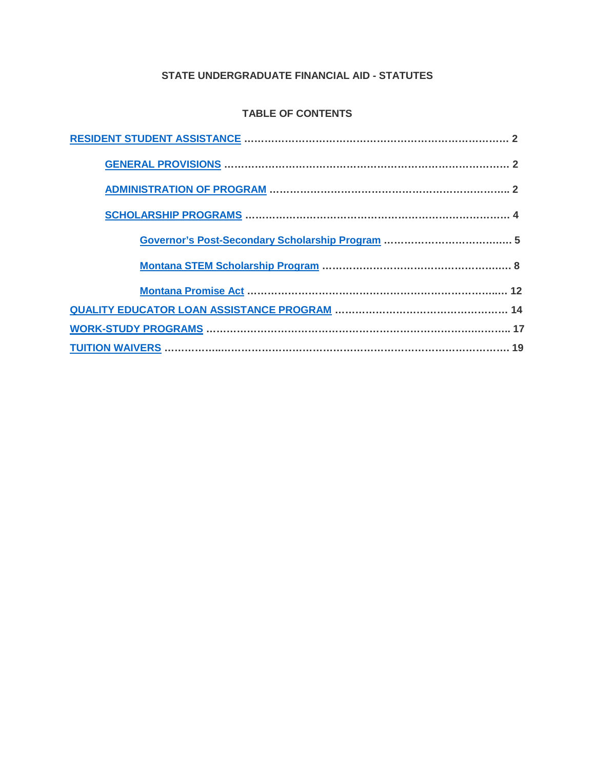# STATE UNDERGRADUATE FINANCIAL AID - STATUTES

## TABLE OF CONTENTS

**RESIDENT STUDENT ASSISTANCE** ........................................................................ 2

- **GENERAL PROVISIONS** ........................................................................ 2
- **ADMINISTRATION OF PROGRAM** ........................................................................ 2
- **SCHOLARSHIP PROGRAMS** ........................................................................ 4
  - **Governor's Post-Secondary Scholarship Program** ........................................ 5
  - **Montana STEM Scholarship Program** ........................................................ 8
  - **Montana Promise Act** ........................................................................ 12

**QUALITY EDUCATOR LOAN ASSISTANCE PROGRAM** ........................................................ 14

**WORK-STUDY PROGRAMS** ........................................................................ 17

**TUITION WAIVERS** ........................................................................ 19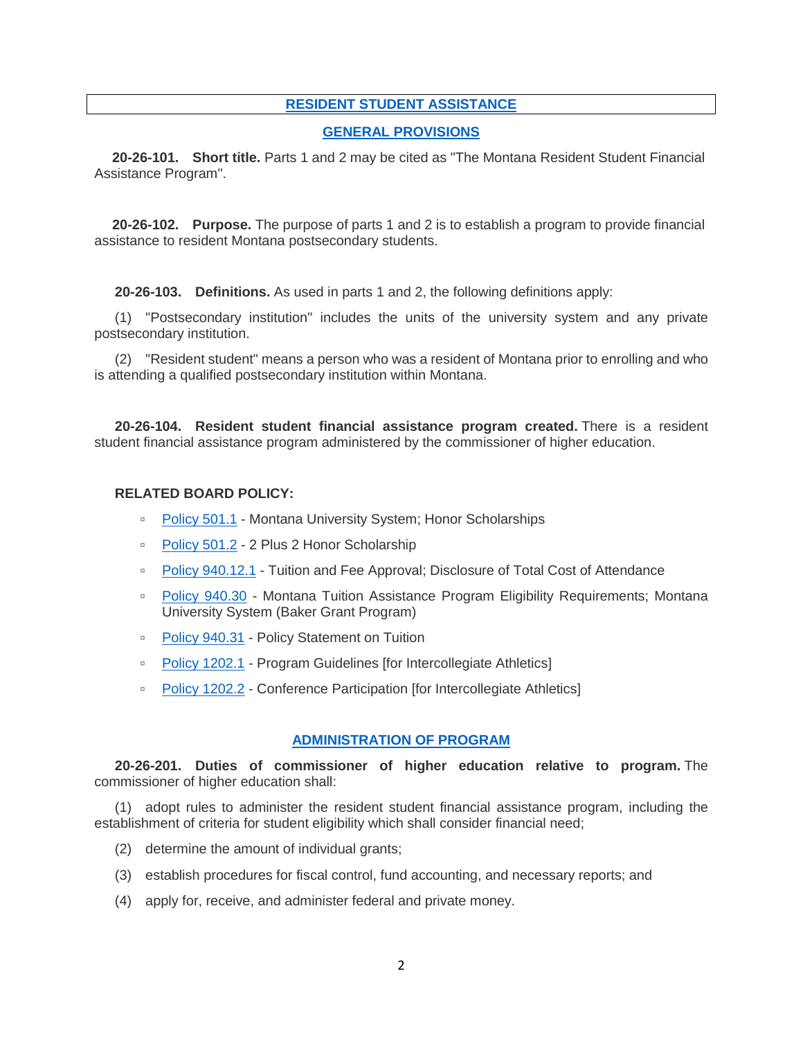## RESIDENT STUDENT ASSISTANCE

### GENERAL PROVISIONS

**20-26-101. Short title.** Parts 1 and 2 may be cited as "The Montana Resident Student Financial Assistance Program".

**20-26-102. Purpose.** The purpose of parts 1 and 2 is to establish a program to provide financial assistance to resident Montana postsecondary students.

**20-26-103. Definitions.** As used in parts 1 and 2, the following definitions apply:

(1) "Postsecondary institution" includes the units of the university system and any private postsecondary institution.

(2) "Resident student" means a person who was a resident of Montana prior to enrolling and who is attending a qualified postsecondary institution within Montana.

**20-26-104. Resident student financial assistance program created.** There is a resident student financial assistance program administered by the commissioner of higher education.

**RELATED BOARD POLICY:**

- Policy 501.1 - Montana University System; Honor Scholarships
- Policy 501.2 - 2 Plus 2 Honor Scholarship
- Policy 940.12.1 - Tuition and Fee Approval; Disclosure of Total Cost of Attendance
- Policy 940.30 - Montana Tuition Assistance Program Eligibility Requirements; Montana University System (Baker Grant Program)
- Policy 940.31 - Policy Statement on Tuition
- Policy 1202.1 - Program Guidelines [for Intercollegiate Athletics]
- Policy 1202.2 - Conference Participation [for Intercollegiate Athletics]

### ADMINISTRATION OF PROGRAM

**20-26-201. Duties of commissioner of higher education relative to program.** The commissioner of higher education shall:

(1) adopt rules to administer the resident student financial assistance program, including the establishment of criteria for student eligibility which shall consider financial need;

(2) determine the amount of individual grants;

(3) establish procedures for fiscal control, fund accounting, and necessary reports; and

(4) apply for, receive, and administer federal and private money.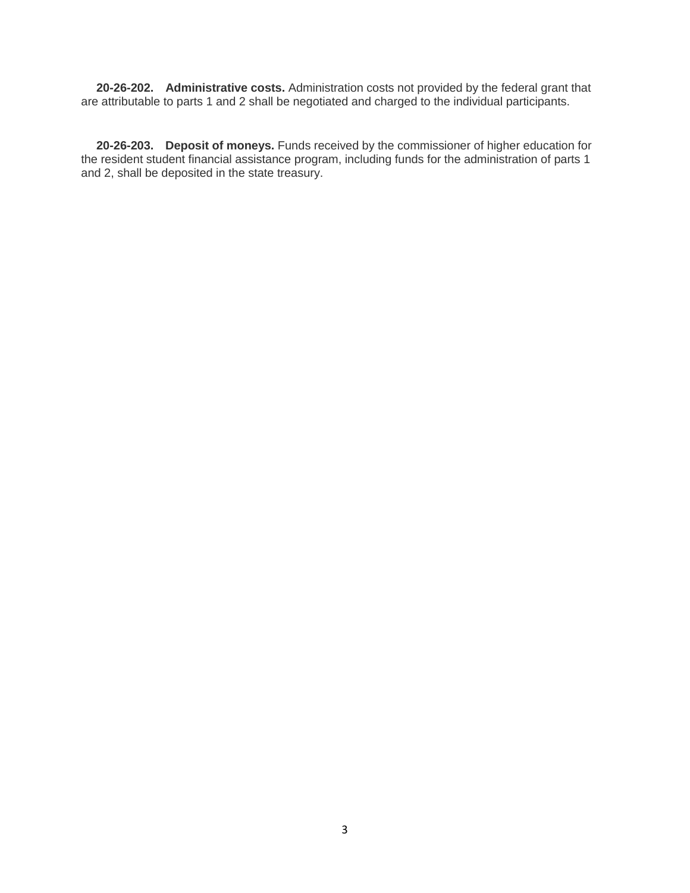**20-26-202. Administrative costs.** Administration costs not provided by the federal grant that are attributable to parts 1 and 2 shall be negotiated and charged to the individual participants.

**20-26-203. Deposit of moneys.** Funds received by the commissioner of higher education for the resident student financial assistance program, including funds for the administration of parts 1 and 2, shall be deposited in the state treasury.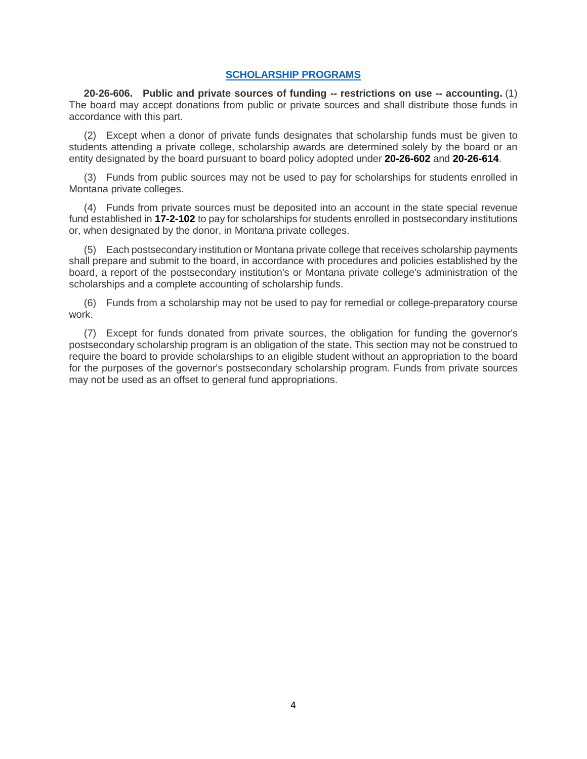## SCHOLARSHIP PROGRAMS

**20-26-606. Public and private sources of funding -- restrictions on use -- accounting.** (1) The board may accept donations from public or private sources and shall distribute those funds in accordance with this part.

(2) Except when a donor of private funds designates that scholarship funds must be given to students attending a private college, scholarship awards are determined solely by the board or an entity designated by the board pursuant to board policy adopted under **20-26-602** and **20-26-614**.

(3) Funds from public sources may not be used to pay for scholarships for students enrolled in Montana private colleges.

(4) Funds from private sources must be deposited into an account in the state special revenue fund established in **17-2-102** to pay for scholarships for students enrolled in postsecondary institutions or, when designated by the donor, in Montana private colleges.

(5) Each postsecondary institution or Montana private college that receives scholarship payments shall prepare and submit to the board, in accordance with procedures and policies established by the board, a report of the postsecondary institution's or Montana private college's administration of the scholarships and a complete accounting of scholarship funds.

(6) Funds from a scholarship may not be used to pay for remedial or college-preparatory course work.

(7) Except for funds donated from private sources, the obligation for funding the governor's postsecondary scholarship program is an obligation of the state. This section may not be construed to require the board to provide scholarships to an eligible student without an appropriation to the board for the purposes of the governor's postsecondary scholarship program. Funds from private sources may not be used as an offset to general fund appropriations.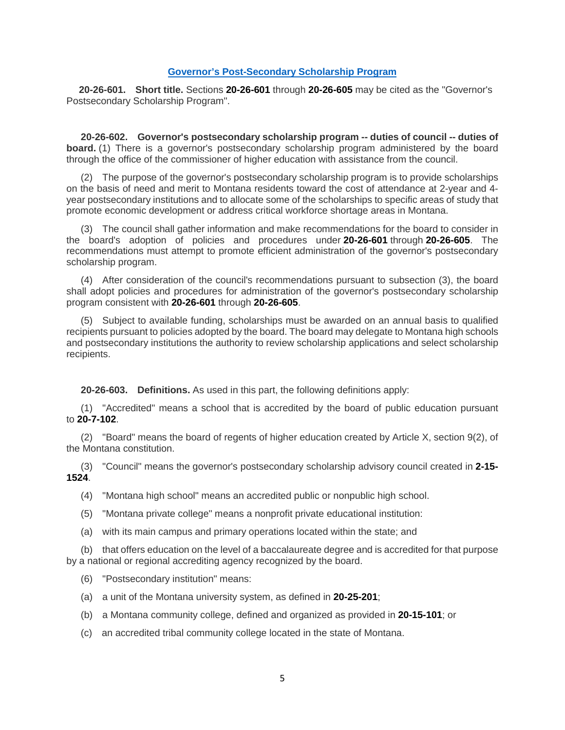## [Governor's Post-Secondary Scholarship Program]()

**20-26-601. Short title.** Sections **20-26-601** through **20-26-605** may be cited as the "Governor's Postsecondary Scholarship Program".

**20-26-602. Governor's postsecondary scholarship program -- duties of council -- duties of board.** (1) There is a governor's postsecondary scholarship program administered by the board through the office of the commissioner of higher education with assistance from the council.

(2) The purpose of the governor's postsecondary scholarship program is to provide scholarships on the basis of need and merit to Montana residents toward the cost of attendance at 2-year and 4-year postsecondary institutions and to allocate some of the scholarships to specific areas of study that promote economic development or address critical workforce shortage areas in Montana.

(3) The council shall gather information and make recommendations for the board to consider in the board's adoption of policies and procedures under **20-26-601** through **20-26-605**. The recommendations must attempt to promote efficient administration of the governor's postsecondary scholarship program.

(4) After consideration of the council's recommendations pursuant to subsection (3), the board shall adopt policies and procedures for administration of the governor's postsecondary scholarship program consistent with **20-26-601** through **20-26-605**.

(5) Subject to available funding, scholarships must be awarded on an annual basis to qualified recipients pursuant to policies adopted by the board. The board may delegate to Montana high schools and postsecondary institutions the authority to review scholarship applications and select scholarship recipients.

**20-26-603. Definitions.** As used in this part, the following definitions apply:

(1) "Accredited" means a school that is accredited by the board of public education pursuant to **20-7-102**.

(2) "Board" means the board of regents of higher education created by Article X, section 9(2), of the Montana constitution.

(3) "Council" means the governor's postsecondary scholarship advisory council created in **2-15-1524**.

(4) "Montana high school" means an accredited public or nonpublic high school.

(5) "Montana private college" means a nonprofit private educational institution:

(a) with its main campus and primary operations located within the state; and

(b) that offers education on the level of a baccalaureate degree and is accredited for that purpose by a national or regional accrediting agency recognized by the board.

(6) "Postsecondary institution" means:

(a) a unit of the Montana university system, as defined in **20-25-201**;

(b) a Montana community college, defined and organized as provided in **20-15-101**; or

(c) an accredited tribal community college located in the state of Montana.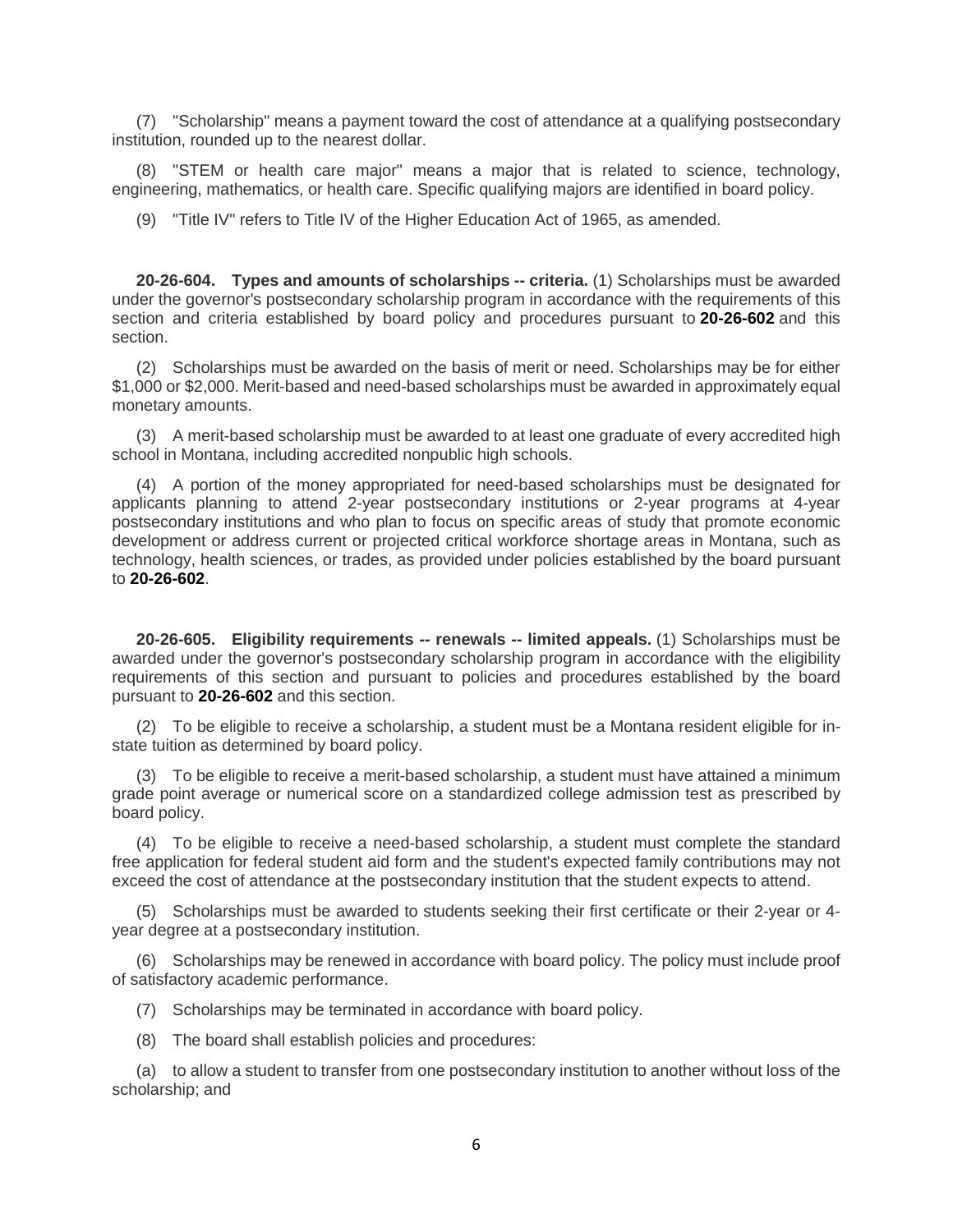(7) "Scholarship" means a payment toward the cost of attendance at a qualifying postsecondary institution, rounded up to the nearest dollar.

(8) "STEM or health care major" means a major that is related to science, technology, engineering, mathematics, or health care. Specific qualifying majors are identified in board policy.

(9) "Title IV" refers to Title IV of the Higher Education Act of 1965, as amended.

**20-26-604. Types and amounts of scholarships -- criteria.** (1) Scholarships must be awarded under the governor's postsecondary scholarship program in accordance with the requirements of this section and criteria established by board policy and procedures pursuant to **20-26-602** and this section.

(2) Scholarships must be awarded on the basis of merit or need. Scholarships may be for either $1,000 or $2,000. Merit-based and need-based scholarships must be awarded in approximately equal monetary amounts.

(3) A merit-based scholarship must be awarded to at least one graduate of every accredited high school in Montana, including accredited nonpublic high schools.

(4) A portion of the money appropriated for need-based scholarships must be designated for applicants planning to attend 2-year postsecondary institutions or 2-year programs at 4-year postsecondary institutions and who plan to focus on specific areas of study that promote economic development or address current or projected critical workforce shortage areas in Montana, such as technology, health sciences, or trades, as provided under policies established by the board pursuant to **20-26-602**.

**20-26-605. Eligibility requirements -- renewals -- limited appeals.** (1) Scholarships must be awarded under the governor's postsecondary scholarship program in accordance with the eligibility requirements of this section and pursuant to policies and procedures established by the board pursuant to **20-26-602** and this section.

(2) To be eligible to receive a scholarship, a student must be a Montana resident eligible for in-state tuition as determined by board policy.

(3) To be eligible to receive a merit-based scholarship, a student must have attained a minimum grade point average or numerical score on a standardized college admission test as prescribed by board policy.

(4) To be eligible to receive a need-based scholarship, a student must complete the standard free application for federal student aid form and the student's expected family contributions may not exceed the cost of attendance at the postsecondary institution that the student expects to attend.

(5) Scholarships must be awarded to students seeking their first certificate or their 2-year or 4-year degree at a postsecondary institution.

(6) Scholarships may be renewed in accordance with board policy. The policy must include proof of satisfactory academic performance.

(7) Scholarships may be terminated in accordance with board policy.

(8) The board shall establish policies and procedures:

(a) to allow a student to transfer from one postsecondary institution to another without loss of the scholarship; and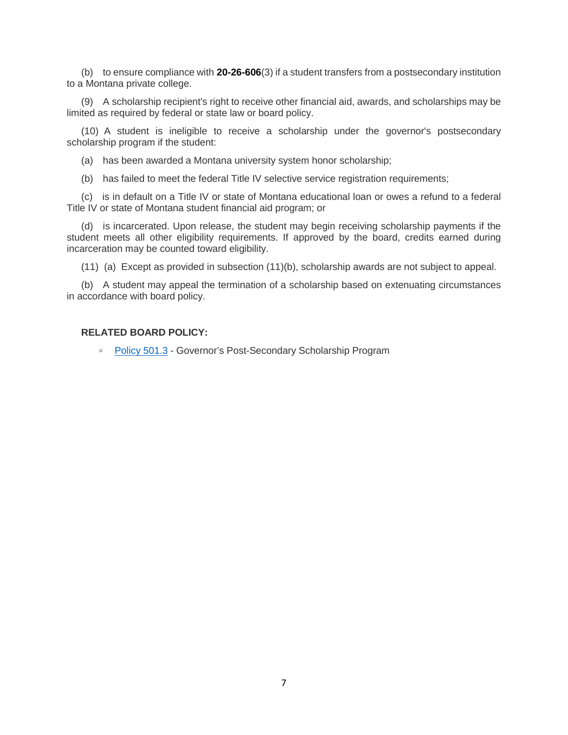(b) to ensure compliance with **20-26-606**(3) if a student transfers from a postsecondary institution to a Montana private college.

(9) A scholarship recipient's right to receive other financial aid, awards, and scholarships may be limited as required by federal or state law or board policy.

(10) A student is ineligible to receive a scholarship under the governor's postsecondary scholarship program if the student:

(a) has been awarded a Montana university system honor scholarship;

(b) has failed to meet the federal Title IV selective service registration requirements;

(c) is in default on a Title IV or state of Montana educational loan or owes a refund to a federal Title IV or state of Montana student financial aid program; or

(d) is incarcerated. Upon release, the student may begin receiving scholarship payments if the student meets all other eligibility requirements. If approved by the board, credits earned during incarceration may be counted toward eligibility.

(11) (a) Except as provided in subsection (11)(b), scholarship awards are not subject to appeal.

(b) A student may appeal the termination of a scholarship based on extenuating circumstances in accordance with board policy.

**RELATED BOARD POLICY:**

- Policy 501.3 - Governor's Post-Secondary Scholarship Program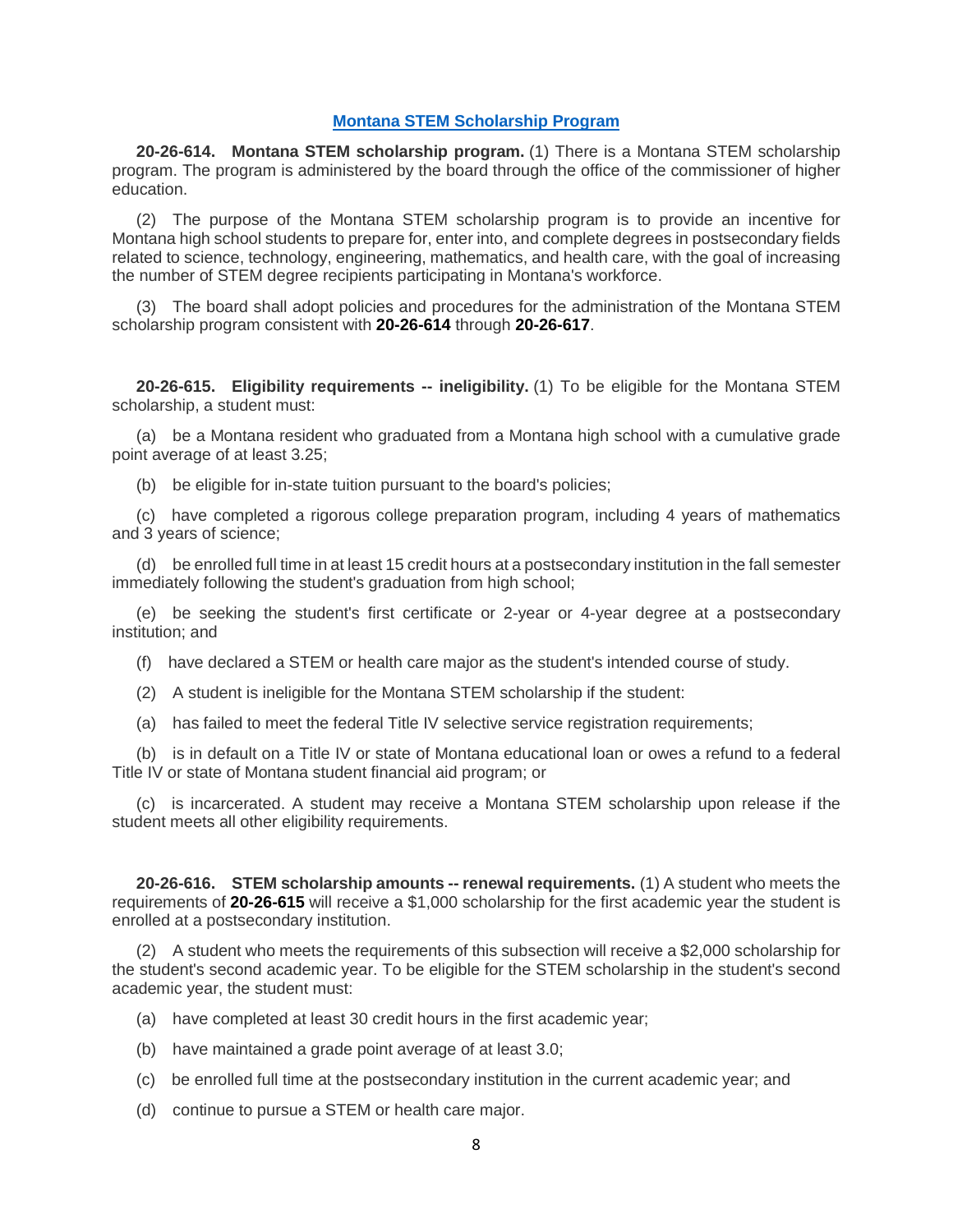## [Montana STEM Scholarship Program]

**20-26-614. Montana STEM scholarship program.** (1) There is a Montana STEM scholarship program. The program is administered by the board through the office of the commissioner of higher education.

(2) The purpose of the Montana STEM scholarship program is to provide an incentive for Montana high school students to prepare for, enter into, and complete degrees in postsecondary fields related to science, technology, engineering, mathematics, and health care, with the goal of increasing the number of STEM degree recipients participating in Montana's workforce.

(3) The board shall adopt policies and procedures for the administration of the Montana STEM scholarship program consistent with **20-26-614** through **20-26-617**.

**20-26-615. Eligibility requirements -- ineligibility.** (1) To be eligible for the Montana STEM scholarship, a student must:

(a) be a Montana resident who graduated from a Montana high school with a cumulative grade point average of at least 3.25;

(b) be eligible for in-state tuition pursuant to the board's policies;

(c) have completed a rigorous college preparation program, including 4 years of mathematics and 3 years of science;

(d) be enrolled full time in at least 15 credit hours at a postsecondary institution in the fall semester immediately following the student's graduation from high school;

(e) be seeking the student's first certificate or 2-year or 4-year degree at a postsecondary institution; and

(f) have declared a STEM or health care major as the student's intended course of study.

(2) A student is ineligible for the Montana STEM scholarship if the student:

(a) has failed to meet the federal Title IV selective service registration requirements;

(b) is in default on a Title IV or state of Montana educational loan or owes a refund to a federal Title IV or state of Montana student financial aid program; or

(c) is incarcerated. A student may receive a Montana STEM scholarship upon release if the student meets all other eligibility requirements.

**20-26-616. STEM scholarship amounts -- renewal requirements.** (1) A student who meets the requirements of **20-26-615** will receive a $1,000 scholarship for the first academic year the student is enrolled at a postsecondary institution.

(2) A student who meets the requirements of this subsection will receive a $2,000 scholarship for the student's second academic year. To be eligible for the STEM scholarship in the student's second academic year, the student must:

(a) have completed at least 30 credit hours in the first academic year;

(b) have maintained a grade point average of at least 3.0;

(c) be enrolled full time at the postsecondary institution in the current academic year; and

(d) continue to pursue a STEM or health care major.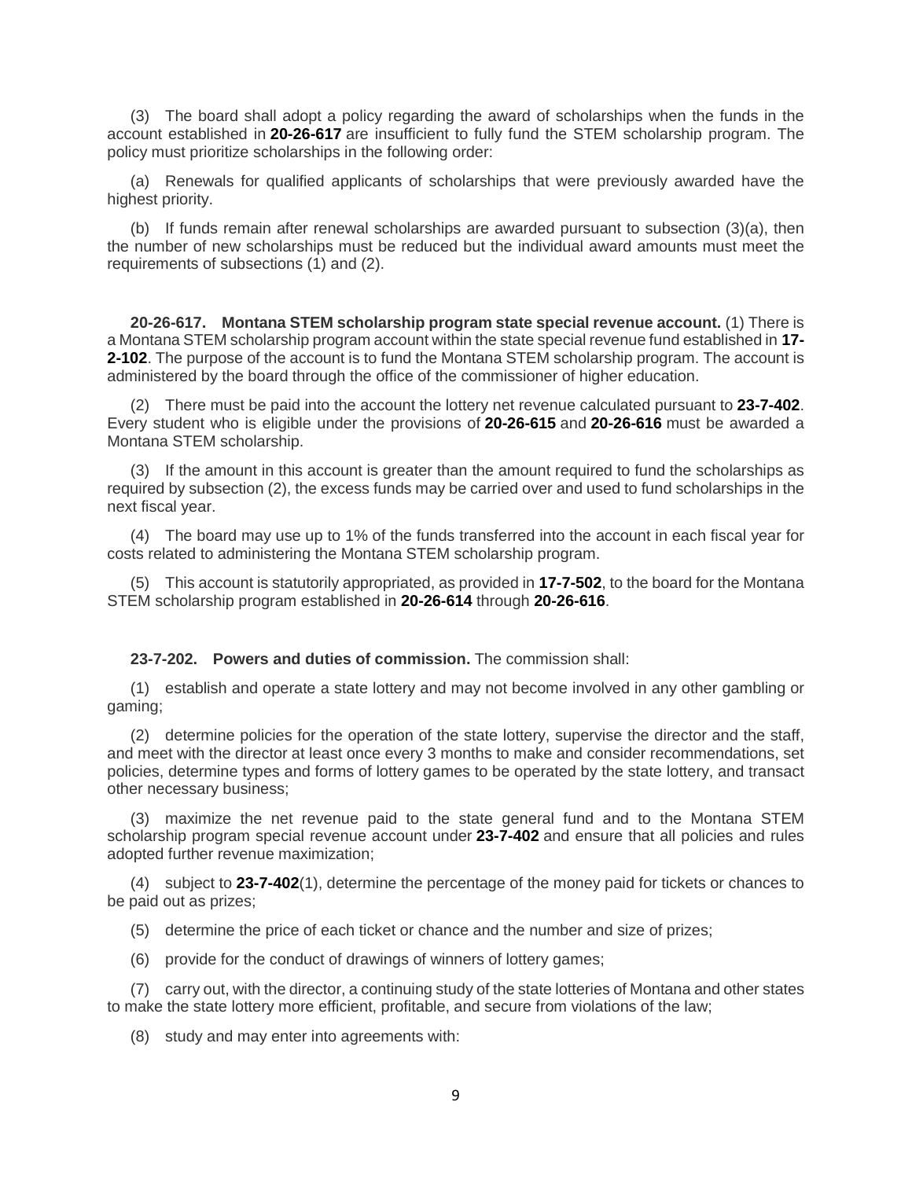(3) The board shall adopt a policy regarding the award of scholarships when the funds in the account established in **20-26-617** are insufficient to fully fund the STEM scholarship program. The policy must prioritize scholarships in the following order:

(a) Renewals for qualified applicants of scholarships that were previously awarded have the highest priority.

(b) If funds remain after renewal scholarships are awarded pursuant to subsection (3)(a), then the number of new scholarships must be reduced but the individual award amounts must meet the requirements of subsections (1) and (2).

**20-26-617. Montana STEM scholarship program state special revenue account.** (1) There is a Montana STEM scholarship program account within the state special revenue fund established in **17-2-102**. The purpose of the account is to fund the Montana STEM scholarship program. The account is administered by the board through the office of the commissioner of higher education.

(2) There must be paid into the account the lottery net revenue calculated pursuant to **23-7-402**. Every student who is eligible under the provisions of **20-26-615** and **20-26-616** must be awarded a Montana STEM scholarship.

(3) If the amount in this account is greater than the amount required to fund the scholarships as required by subsection (2), the excess funds may be carried over and used to fund scholarships in the next fiscal year.

(4) The board may use up to 1% of the funds transferred into the account in each fiscal year for costs related to administering the Montana STEM scholarship program.

(5) This account is statutorily appropriated, as provided in **17-7-502**, to the board for the Montana STEM scholarship program established in **20-26-614** through **20-26-616**.

**23-7-202. Powers and duties of commission.** The commission shall:

(1) establish and operate a state lottery and may not become involved in any other gambling or gaming;

(2) determine policies for the operation of the state lottery, supervise the director and the staff, and meet with the director at least once every 3 months to make and consider recommendations, set policies, determine types and forms of lottery games to be operated by the state lottery, and transact other necessary business;

(3) maximize the net revenue paid to the state general fund and to the Montana STEM scholarship program special revenue account under **23-7-402** and ensure that all policies and rules adopted further revenue maximization;

(4) subject to **23-7-402**(1), determine the percentage of the money paid for tickets or chances to be paid out as prizes;

(5) determine the price of each ticket or chance and the number and size of prizes;

(6) provide for the conduct of drawings of winners of lottery games;

(7) carry out, with the director, a continuing study of the state lotteries of Montana and other states to make the state lottery more efficient, profitable, and secure from violations of the law;

(8) study and may enter into agreements with: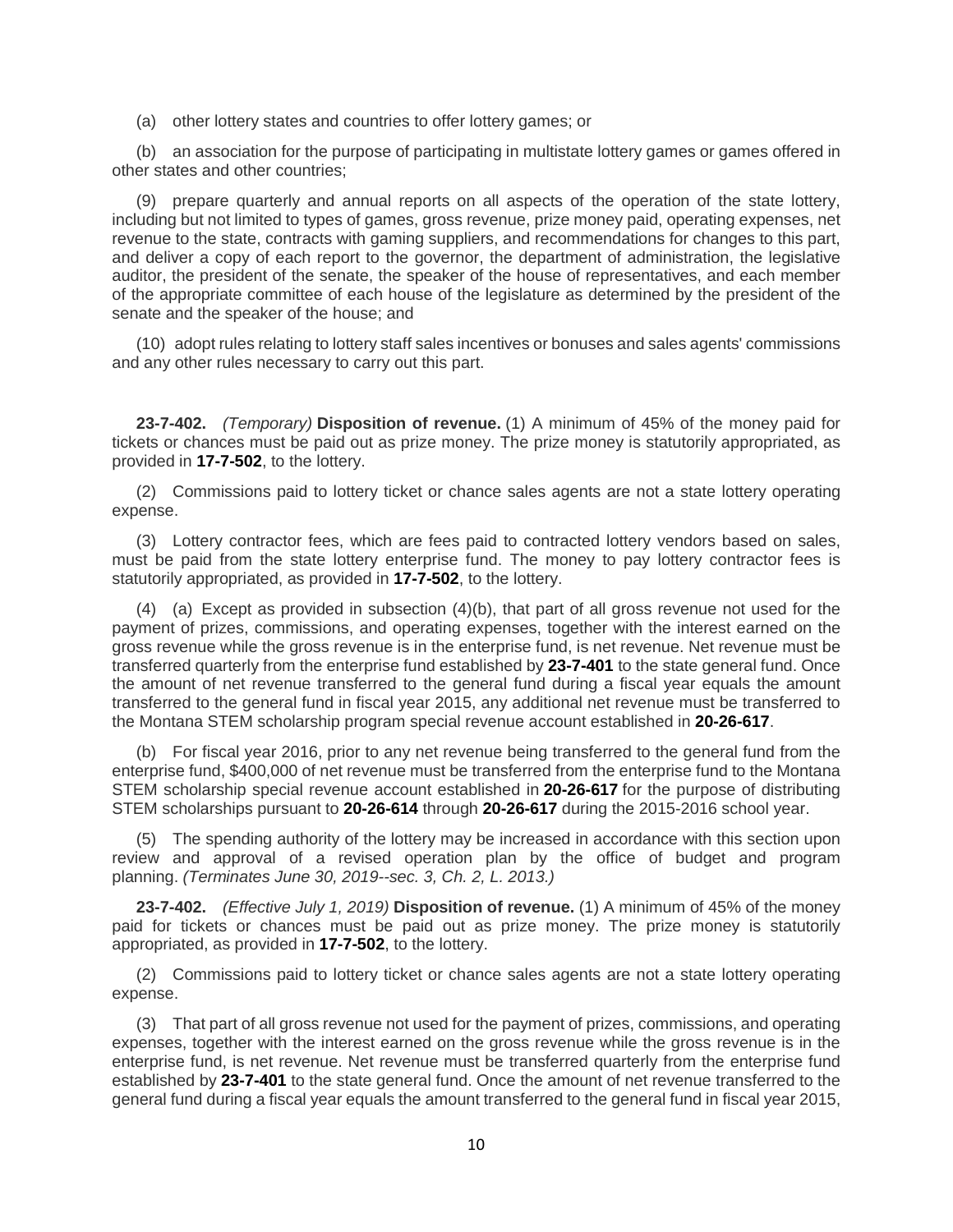(a) other lottery states and countries to offer lottery games; or

(b) an association for the purpose of participating in multistate lottery games or games offered in other states and other countries;

(9) prepare quarterly and annual reports on all aspects of the operation of the state lottery, including but not limited to types of games, gross revenue, prize money paid, operating expenses, net revenue to the state, contracts with gaming suppliers, and recommendations for changes to this part, and deliver a copy of each report to the governor, the department of administration, the legislative auditor, the president of the senate, the speaker of the house of representatives, and each member of the appropriate committee of each house of the legislature as determined by the president of the senate and the speaker of the house; and

(10) adopt rules relating to lottery staff sales incentives or bonuses and sales agents' commissions and any other rules necessary to carry out this part.

**23-7-402.** *(Temporary)* **Disposition of revenue.** (1) A minimum of 45% of the money paid for tickets or chances must be paid out as prize money. The prize money is statutorily appropriated, as provided in **17-7-502**, to the lottery.

(2) Commissions paid to lottery ticket or chance sales agents are not a state lottery operating expense.

(3) Lottery contractor fees, which are fees paid to contracted lottery vendors based on sales, must be paid from the state lottery enterprise fund. The money to pay lottery contractor fees is statutorily appropriated, as provided in **17-7-502**, to the lottery.

(4) (a) Except as provided in subsection (4)(b), that part of all gross revenue not used for the payment of prizes, commissions, and operating expenses, together with the interest earned on the gross revenue while the gross revenue is in the enterprise fund, is net revenue. Net revenue must be transferred quarterly from the enterprise fund established by **23-7-401** to the state general fund. Once the amount of net revenue transferred to the general fund during a fiscal year equals the amount transferred to the general fund in fiscal year 2015, any additional net revenue must be transferred to the Montana STEM scholarship program special revenue account established in **20-26-617**.

(b) For fiscal year 2016, prior to any net revenue being transferred to the general fund from the enterprise fund, $400,000 of net revenue must be transferred from the enterprise fund to the Montana STEM scholarship special revenue account established in **20-26-617** for the purpose of distributing STEM scholarships pursuant to **20-26-614** through **20-26-617** during the 2015-2016 school year.

(5) The spending authority of the lottery may be increased in accordance with this section upon review and approval of a revised operation plan by the office of budget and program planning. *(Terminates June 30, 2019--sec. 3, Ch. 2, L. 2013.)*

**23-7-402.** *(Effective July 1, 2019)* **Disposition of revenue.** (1) A minimum of 45% of the money paid for tickets or chances must be paid out as prize money. The prize money is statutorily appropriated, as provided in **17-7-502**, to the lottery.

(2) Commissions paid to lottery ticket or chance sales agents are not a state lottery operating expense.

(3) That part of all gross revenue not used for the payment of prizes, commissions, and operating expenses, together with the interest earned on the gross revenue while the gross revenue is in the enterprise fund, is net revenue. Net revenue must be transferred quarterly from the enterprise fund established by **23-7-401** to the state general fund. Once the amount of net revenue transferred to the general fund during a fiscal year equals the amount transferred to the general fund in fiscal year 2015,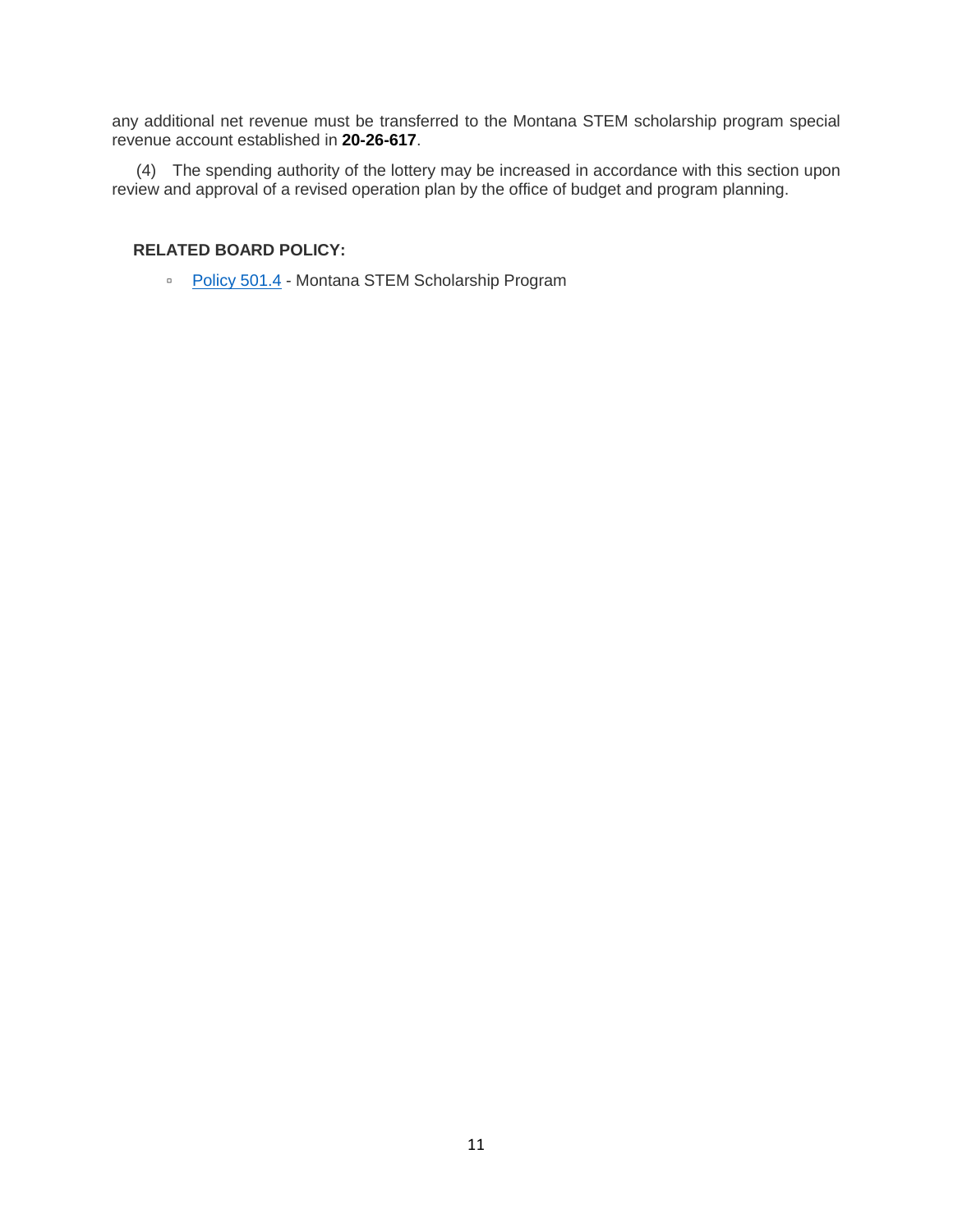any additional net revenue must be transferred to the Montana STEM scholarship program special revenue account established in **20-26-617**.

(4) The spending authority of the lottery may be increased in accordance with this section upon review and approval of a revised operation plan by the office of budget and program planning.

**RELATED BOARD POLICY:**

- Policy 501.4 - Montana STEM Scholarship Program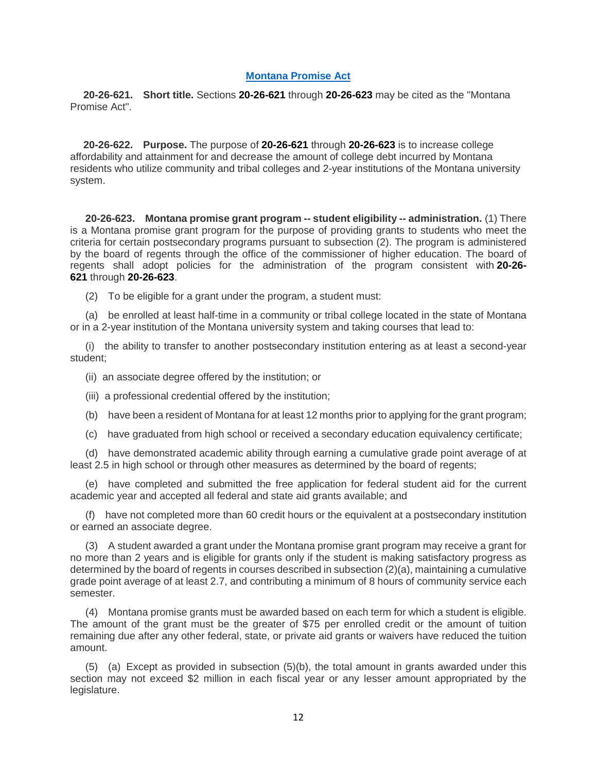## [Montana Promise Act]

**20-26-621. Short title.** Sections **20-26-621** through **20-26-623** may be cited as the "Montana Promise Act".

**20-26-622. Purpose.** The purpose of **20-26-621** through **20-26-623** is to increase college affordability and attainment for and decrease the amount of college debt incurred by Montana residents who utilize community and tribal colleges and 2-year institutions of the Montana university system.

**20-26-623. Montana promise grant program -- student eligibility -- administration.** (1) There is a Montana promise grant program for the purpose of providing grants to students who meet the criteria for certain postsecondary programs pursuant to subsection (2). The program is administered by the board of regents through the office of the commissioner of higher education. The board of regents shall adopt policies for the administration of the program consistent with **20-26-621** through **20-26-623**.

(2) To be eligible for a grant under the program, a student must:

(a) be enrolled at least half-time in a community or tribal college located in the state of Montana or in a 2-year institution of the Montana university system and taking courses that lead to:

(i) the ability to transfer to another postsecondary institution entering as at least a second-year student;

(ii) an associate degree offered by the institution; or

(iii) a professional credential offered by the institution;

(b) have been a resident of Montana for at least 12 months prior to applying for the grant program;

(c) have graduated from high school or received a secondary education equivalency certificate;

(d) have demonstrated academic ability through earning a cumulative grade point average of at least 2.5 in high school or through other measures as determined by the board of regents;

(e) have completed and submitted the free application for federal student aid for the current academic year and accepted all federal and state aid grants available; and

(f) have not completed more than 60 credit hours or the equivalent at a postsecondary institution or earned an associate degree.

(3) A student awarded a grant under the Montana promise grant program may receive a grant for no more than 2 years and is eligible for grants only if the student is making satisfactory progress as determined by the board of regents in courses described in subsection (2)(a), maintaining a cumulative grade point average of at least 2.7, and contributing a minimum of 8 hours of community service each semester.

(4) Montana promise grants must be awarded based on each term for which a student is eligible. The amount of the grant must be the greater of $75 per enrolled credit or the amount of tuition remaining due after any other federal, state, or private aid grants or waivers have reduced the tuition amount.

(5) (a) Except as provided in subsection (5)(b), the total amount in grants awarded under this section may not exceed $2 million in each fiscal year or any lesser amount appropriated by the legislature.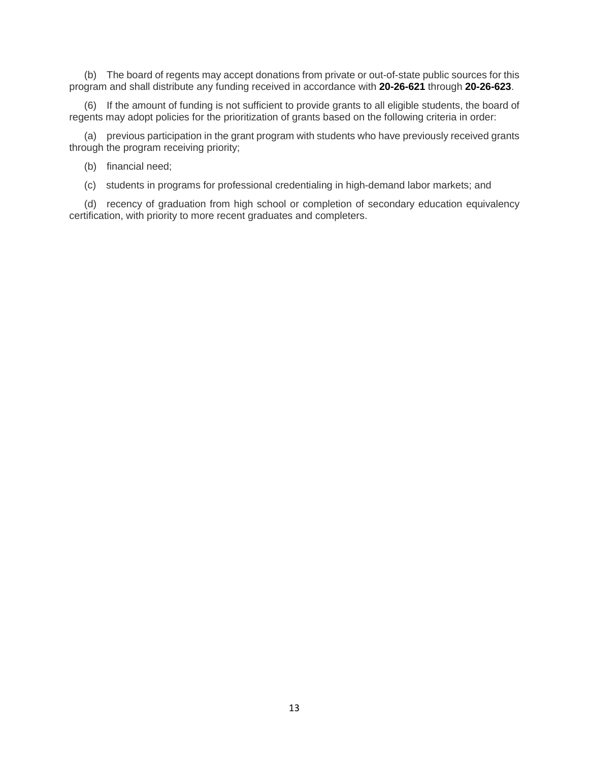(b) The board of regents may accept donations from private or out-of-state public sources for this program and shall distribute any funding received in accordance with **20-26-621** through **20-26-623**.

(6) If the amount of funding is not sufficient to provide grants to all eligible students, the board of regents may adopt policies for the prioritization of grants based on the following criteria in order:

(a) previous participation in the grant program with students who have previously received grants through the program receiving priority;

(b) financial need;

(c) students in programs for professional credentialing in high-demand labor markets; and

(d) recency of graduation from high school or completion of secondary education equivalency certification, with priority to more recent graduates and completers.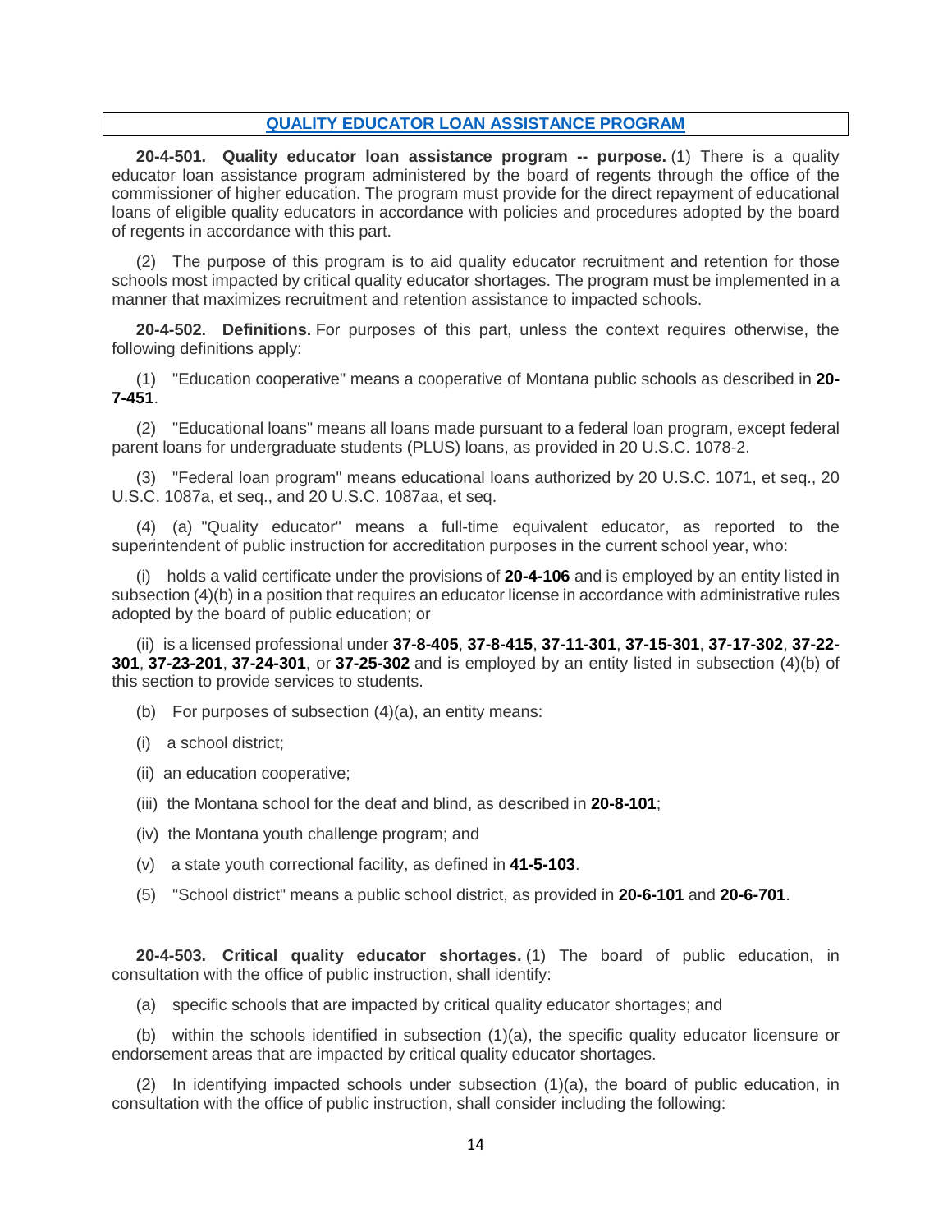## [QUALITY EDUCATOR LOAN ASSISTANCE PROGRAM]

**20-4-501. Quality educator loan assistance program -- purpose.** (1) There is a quality educator loan assistance program administered by the board of regents through the office of the commissioner of higher education. The program must provide for the direct repayment of educational loans of eligible quality educators in accordance with policies and procedures adopted by the board of regents in accordance with this part.

(2) The purpose of this program is to aid quality educator recruitment and retention for those schools most impacted by critical quality educator shortages. The program must be implemented in a manner that maximizes recruitment and retention assistance to impacted schools.

**20-4-502. Definitions.** For purposes of this part, unless the context requires otherwise, the following definitions apply:

(1) "Education cooperative" means a cooperative of Montana public schools as described in **20-7-451**.

(2) "Educational loans" means all loans made pursuant to a federal loan program, except federal parent loans for undergraduate students (PLUS) loans, as provided in 20 U.S.C. 1078-2.

(3) "Federal loan program" means educational loans authorized by 20 U.S.C. 1071, et seq., 20 U.S.C. 1087a, et seq., and 20 U.S.C. 1087aa, et seq.

(4) (a) "Quality educator" means a full-time equivalent educator, as reported to the superintendent of public instruction for accreditation purposes in the current school year, who:

(i) holds a valid certificate under the provisions of **20-4-106** and is employed by an entity listed in subsection (4)(b) in a position that requires an educator license in accordance with administrative rules adopted by the board of public education; or

(ii) is a licensed professional under **37-8-405**, **37-8-415**, **37-11-301**, **37-15-301**, **37-17-302**, **37-22-301**, **37-23-201**, **37-24-301**, or **37-25-302** and is employed by an entity listed in subsection (4)(b) of this section to provide services to students.

(b) For purposes of subsection (4)(a), an entity means:

(i) a school district;

(ii) an education cooperative;

(iii) the Montana school for the deaf and blind, as described in **20-8-101**;

(iv) the Montana youth challenge program; and

(v) a state youth correctional facility, as defined in **41-5-103**.

(5) "School district" means a public school district, as provided in **20-6-101** and **20-6-701**.

**20-4-503. Critical quality educator shortages.** (1) The board of public education, in consultation with the office of public instruction, shall identify:

(a) specific schools that are impacted by critical quality educator shortages; and

(b) within the schools identified in subsection (1)(a), the specific quality educator licensure or endorsement areas that are impacted by critical quality educator shortages.

(2) In identifying impacted schools under subsection (1)(a), the board of public education, in consultation with the office of public instruction, shall consider including the following: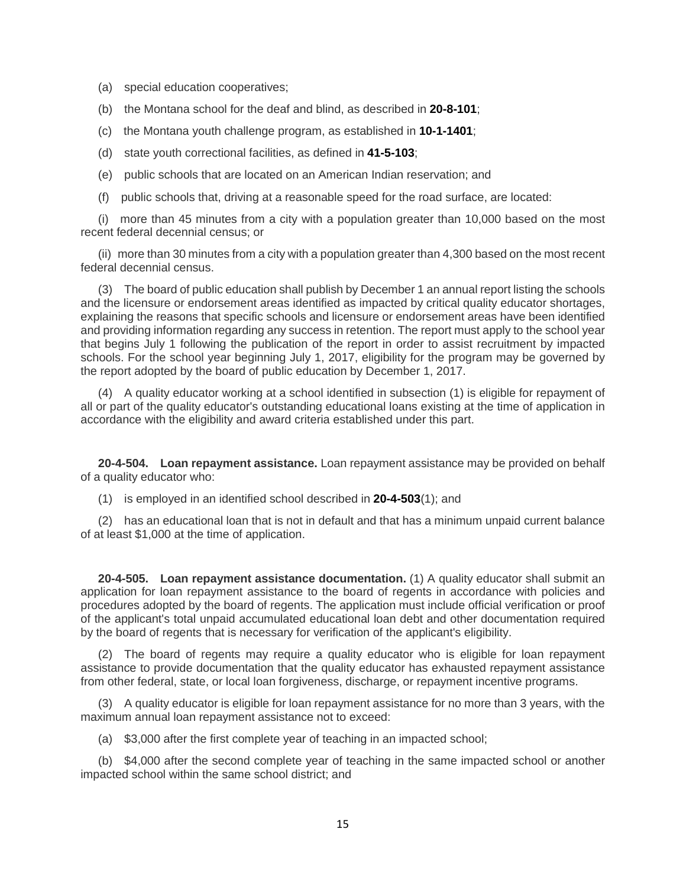(a) special education cooperatives;

(b) the Montana school for the deaf and blind, as described in **20-8-101**;

(c) the Montana youth challenge program, as established in **10-1-1401**;

(d) state youth correctional facilities, as defined in **41-5-103**;

(e) public schools that are located on an American Indian reservation; and

(f) public schools that, driving at a reasonable speed for the road surface, are located:

(i) more than 45 minutes from a city with a population greater than 10,000 based on the most recent federal decennial census; or

(ii) more than 30 minutes from a city with a population greater than 4,300 based on the most recent federal decennial census.

(3) The board of public education shall publish by December 1 an annual report listing the schools and the licensure or endorsement areas identified as impacted by critical quality educator shortages, explaining the reasons that specific schools and licensure or endorsement areas have been identified and providing information regarding any success in retention. The report must apply to the school year that begins July 1 following the publication of the report in order to assist recruitment by impacted schools. For the school year beginning July 1, 2017, eligibility for the program may be governed by the report adopted by the board of public education by December 1, 2017.

(4) A quality educator working at a school identified in subsection (1) is eligible for repayment of all or part of the quality educator's outstanding educational loans existing at the time of application in accordance with the eligibility and award criteria established under this part.

**20-4-504. Loan repayment assistance.** Loan repayment assistance may be provided on behalf of a quality educator who:

(1) is employed in an identified school described in **20-4-503**(1); and

(2) has an educational loan that is not in default and that has a minimum unpaid current balance of at least $1,000 at the time of application.

**20-4-505. Loan repayment assistance documentation.** (1) A quality educator shall submit an application for loan repayment assistance to the board of regents in accordance with policies and procedures adopted by the board of regents. The application must include official verification or proof of the applicant's total unpaid accumulated educational loan debt and other documentation required by the board of regents that is necessary for verification of the applicant's eligibility.

(2) The board of regents may require a quality educator who is eligible for loan repayment assistance to provide documentation that the quality educator has exhausted repayment assistance from other federal, state, or local loan forgiveness, discharge, or repayment incentive programs.

(3) A quality educator is eligible for loan repayment assistance for no more than 3 years, with the maximum annual loan repayment assistance not to exceed:

(a) $3,000 after the first complete year of teaching in an impacted school;

(b) $4,000 after the second complete year of teaching in the same impacted school or another impacted school within the same school district; and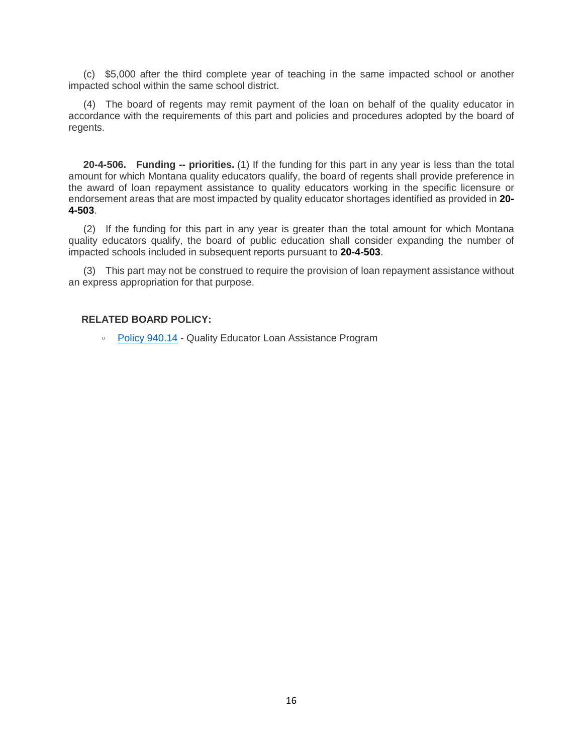(c) $5,000 after the third complete year of teaching in the same impacted school or another impacted school within the same school district.

(4) The board of regents may remit payment of the loan on behalf of the quality educator in accordance with the requirements of this part and policies and procedures adopted by the board of regents.

**20-4-506. Funding -- priorities.** (1) If the funding for this part in any year is less than the total amount for which Montana quality educators qualify, the board of regents shall provide preference in the award of loan repayment assistance to quality educators working in the specific licensure or endorsement areas that are most impacted by quality educator shortages identified as provided in **20-4-503**.

(2) If the funding for this part in any year is greater than the total amount for which Montana quality educators qualify, the board of public education shall consider expanding the number of impacted schools included in subsequent reports pursuant to **20-4-503**.

(3) This part may not be construed to require the provision of loan repayment assistance without an express appropriation for that purpose.

**RELATED BOARD POLICY:**

- Policy 940.14 - Quality Educator Loan Assistance Program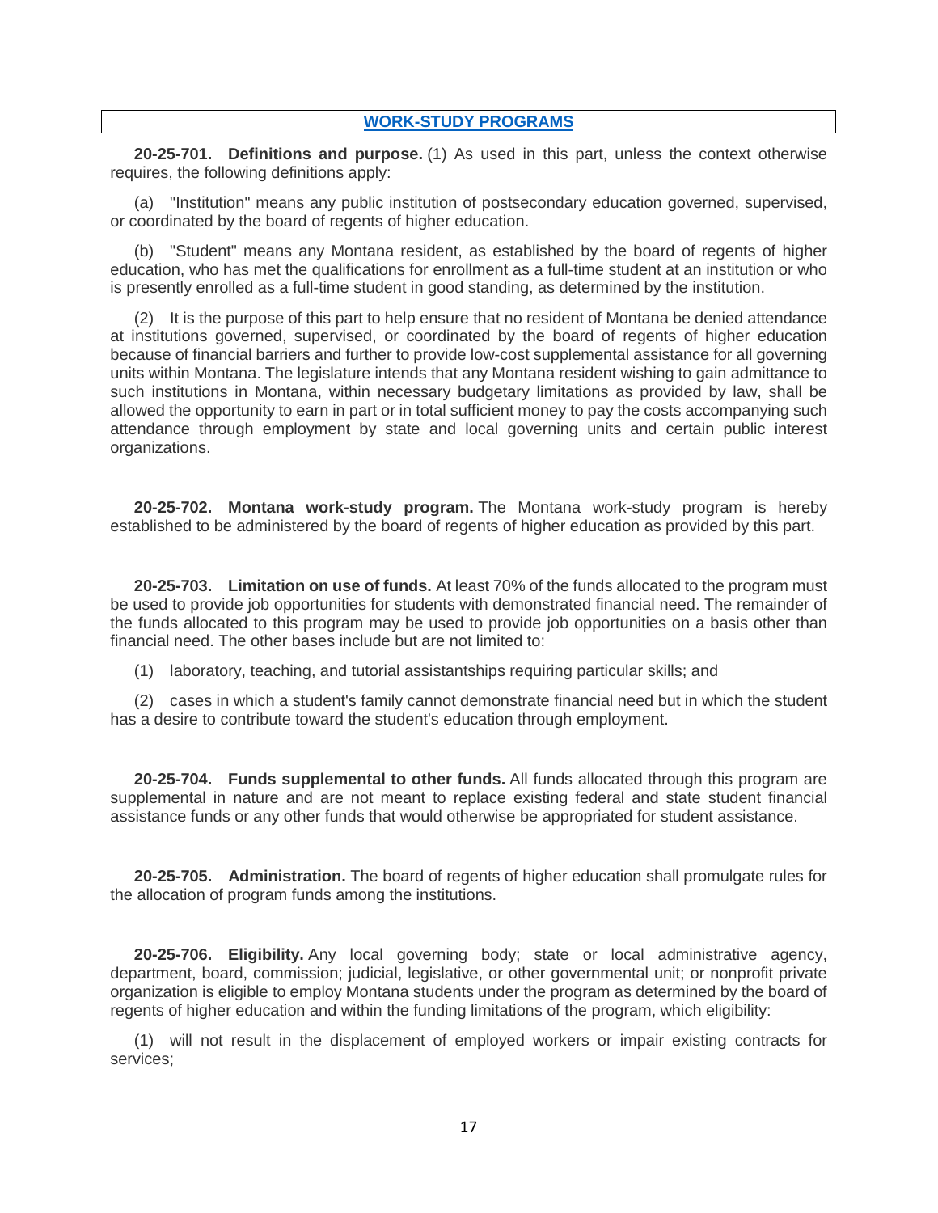## WORK-STUDY PROGRAMS

**20-25-701. Definitions and purpose.** (1) As used in this part, unless the context otherwise requires, the following definitions apply:

(a) "Institution" means any public institution of postsecondary education governed, supervised, or coordinated by the board of regents of higher education.

(b) "Student" means any Montana resident, as established by the board of regents of higher education, who has met the qualifications for enrollment as a full-time student at an institution or who is presently enrolled as a full-time student in good standing, as determined by the institution.

(2) It is the purpose of this part to help ensure that no resident of Montana be denied attendance at institutions governed, supervised, or coordinated by the board of regents of higher education because of financial barriers and further to provide low-cost supplemental assistance for all governing units within Montana. The legislature intends that any Montana resident wishing to gain admittance to such institutions in Montana, within necessary budgetary limitations as provided by law, shall be allowed the opportunity to earn in part or in total sufficient money to pay the costs accompanying such attendance through employment by state and local governing units and certain public interest organizations.

**20-25-702. Montana work-study program.** The Montana work-study program is hereby established to be administered by the board of regents of higher education as provided by this part.

**20-25-703. Limitation on use of funds.** At least 70% of the funds allocated to the program must be used to provide job opportunities for students with demonstrated financial need. The remainder of the funds allocated to this program may be used to provide job opportunities on a basis other than financial need. The other bases include but are not limited to:

(1) laboratory, teaching, and tutorial assistantships requiring particular skills; and

(2) cases in which a student's family cannot demonstrate financial need but in which the student has a desire to contribute toward the student's education through employment.

**20-25-704. Funds supplemental to other funds.** All funds allocated through this program are supplemental in nature and are not meant to replace existing federal and state student financial assistance funds or any other funds that would otherwise be appropriated for student assistance.

**20-25-705. Administration.** The board of regents of higher education shall promulgate rules for the allocation of program funds among the institutions.

**20-25-706. Eligibility.** Any local governing body; state or local administrative agency, department, board, commission; judicial, legislative, or other governmental unit; or nonprofit private organization is eligible to employ Montana students under the program as determined by the board of regents of higher education and within the funding limitations of the program, which eligibility:

(1) will not result in the displacement of employed workers or impair existing contracts for services;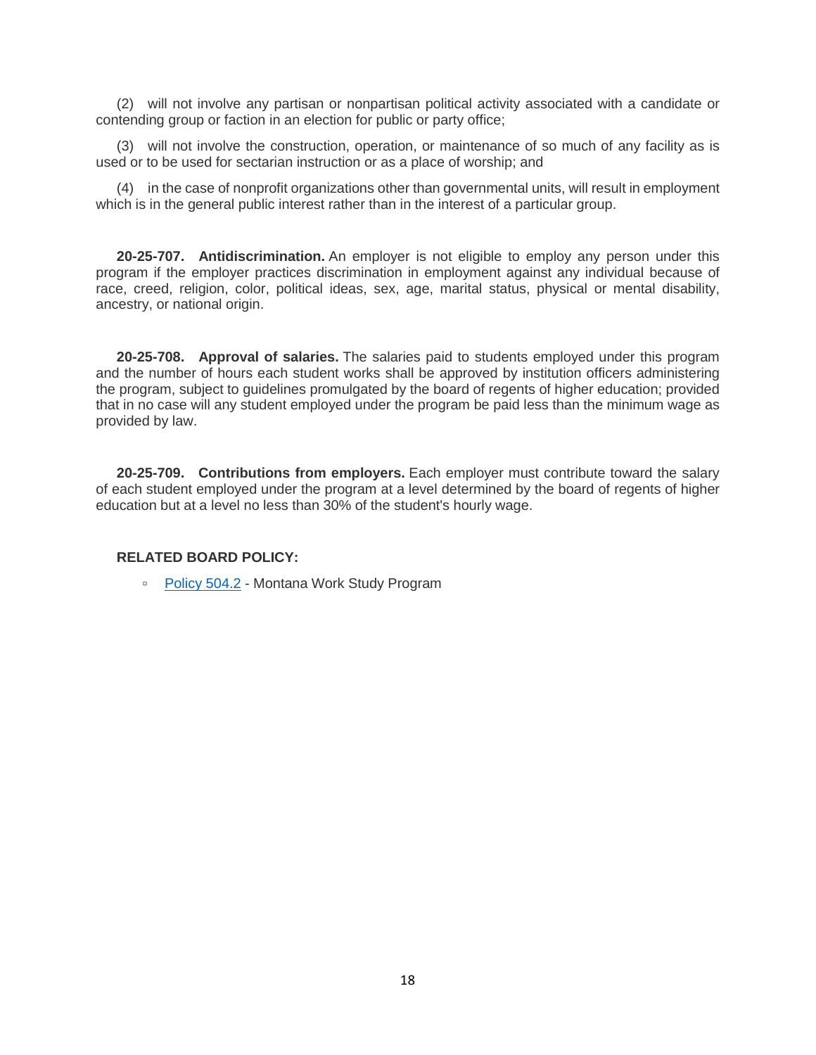(2) will not involve any partisan or nonpartisan political activity associated with a candidate or contending group or faction in an election for public or party office;

(3) will not involve the construction, operation, or maintenance of so much of any facility as is used or to be used for sectarian instruction or as a place of worship; and

(4) in the case of nonprofit organizations other than governmental units, will result in employment which is in the general public interest rather than in the interest of a particular group.

**20-25-707. Antidiscrimination.** An employer is not eligible to employ any person under this program if the employer practices discrimination in employment against any individual because of race, creed, religion, color, political ideas, sex, age, marital status, physical or mental disability, ancestry, or national origin.

**20-25-708. Approval of salaries.** The salaries paid to students employed under this program and the number of hours each student works shall be approved by institution officers administering the program, subject to guidelines promulgated by the board of regents of higher education; provided that in no case will any student employed under the program be paid less than the minimum wage as provided by law.

**20-25-709. Contributions from employers.** Each employer must contribute toward the salary of each student employed under the program at a level determined by the board of regents of higher education but at a level no less than 30% of the student's hourly wage.

**RELATED BOARD POLICY:**

- Policy 504.2 - Montana Work Study Program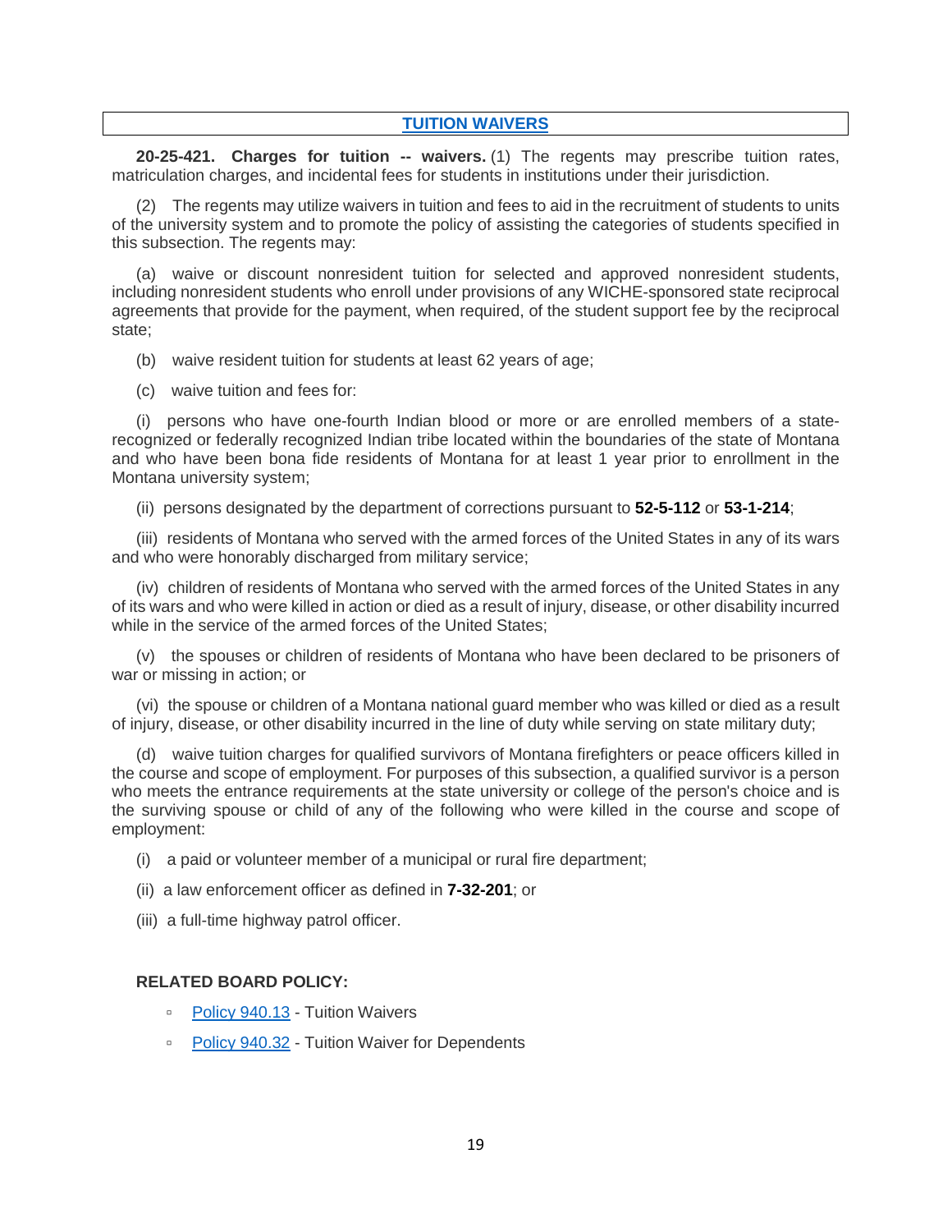## TUITION WAIVERS

**20-25-421. Charges for tuition -- waivers.** (1) The regents may prescribe tuition rates, matriculation charges, and incidental fees for students in institutions under their jurisdiction.

(2) The regents may utilize waivers in tuition and fees to aid in the recruitment of students to units of the university system and to promote the policy of assisting the categories of students specified in this subsection. The regents may:

(a) waive or discount nonresident tuition for selected and approved nonresident students, including nonresident students who enroll under provisions of any WICHE-sponsored state reciprocal agreements that provide for the payment, when required, of the student support fee by the reciprocal state;

(b) waive resident tuition for students at least 62 years of age;

(c) waive tuition and fees for:

(i) persons who have one-fourth Indian blood or more or are enrolled members of a state-recognized or federally recognized Indian tribe located within the boundaries of the state of Montana and who have been bona fide residents of Montana for at least 1 year prior to enrollment in the Montana university system;

(ii) persons designated by the department of corrections pursuant to **52-5-112** or **53-1-214**;

(iii) residents of Montana who served with the armed forces of the United States in any of its wars and who were honorably discharged from military service;

(iv) children of residents of Montana who served with the armed forces of the United States in any of its wars and who were killed in action or died as a result of injury, disease, or other disability incurred while in the service of the armed forces of the United States;

(v) the spouses or children of residents of Montana who have been declared to be prisoners of war or missing in action; or

(vi) the spouse or children of a Montana national guard member who was killed or died as a result of injury, disease, or other disability incurred in the line of duty while serving on state military duty;

(d) waive tuition charges for qualified survivors of Montana firefighters or peace officers killed in the course and scope of employment. For purposes of this subsection, a qualified survivor is a person who meets the entrance requirements at the state university or college of the person's choice and is the surviving spouse or child of any of the following who were killed in the course and scope of employment:

(i) a paid or volunteer member of a municipal or rural fire department;

(ii) a law enforcement officer as defined in **7-32-201**; or

(iii) a full-time highway patrol officer.

**RELATED BOARD POLICY:**

- Policy 940.13 - Tuition Waivers
- Policy 940.32 - Tuition Waiver for Dependents